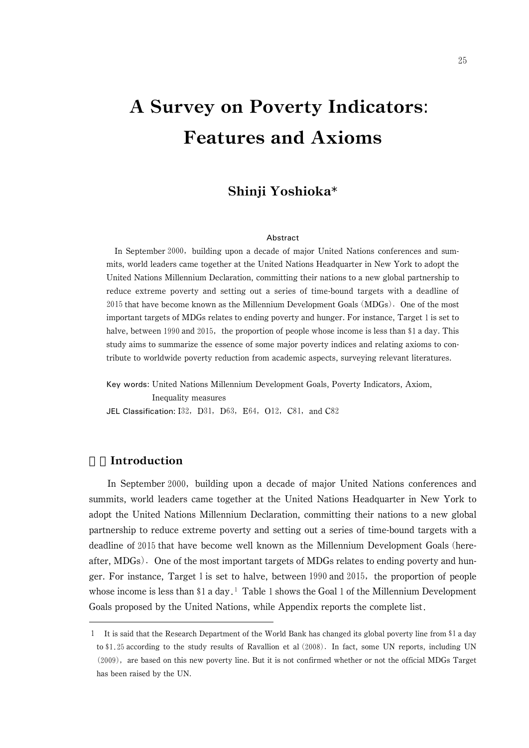# A Survey on Poverty Indicators: Features and Axioms

## Shinji Yoshioka*

### Abstract

In September 2000, building upon a decade of major United Nations conferences and summits, world leaders came together at the United Nations Headquarter in New York to adopt the United Nations Millennium Declaration, committing their nations to a new global partnership to reduce extreme poverty and setting out a series of time-bound targets with a deadline of 2015 that have become known as the Millennium Development Goals (MDGs). One of the most important targets of MDGs relates to ending poverty and hunger. For instance, Target 1 is set to halve, between 1990 and 2015, the proportion of people whose income is less than $1 a day. This study aims to summarize the essence of some major poverty indices and relating axioms to contribute to worldwide poverty reduction from academic aspects, surveying relevant literatures.

Key words: United Nations Millennium Development Goals, Poverty Indicators, Axiom, Inequality measures

JEL Classification: I32, D31, D63, E64, O12, C81, and C82

## Introduction

In September 2000, building upon a decade of major United Nations conferences and summits, world leaders came together at the United Nations Headquarter in New York to adopt the United Nations Millennium Declaration, committing their nations to a new global partnership to reduce extreme poverty and setting out a series of time-bound targets with a deadline of 2015 that have become well known as the Millennium Development Goals (hereafter, MDGs). One of the most important targets of MDGs relates to ending poverty and hunger. For instance, Target 1 is set to halve, between 1990 and 2015, the proportion of people whose income is less than $1 a day.[1] Table 1 shows the Goal 1 of the Millennium Development Goals proposed by the United Nations, while Appendix reports the complete list.

---

1 It is said that the Research Department of the World Bank has changed its global poverty line from $1 a day to $1.25 according to the study results of Ravallion et al (2008). In fact, some UN reports, including UN (2009), are based on this new poverty line. But it is not confirmed whether or not the official MDGs Target has been raised by the UN.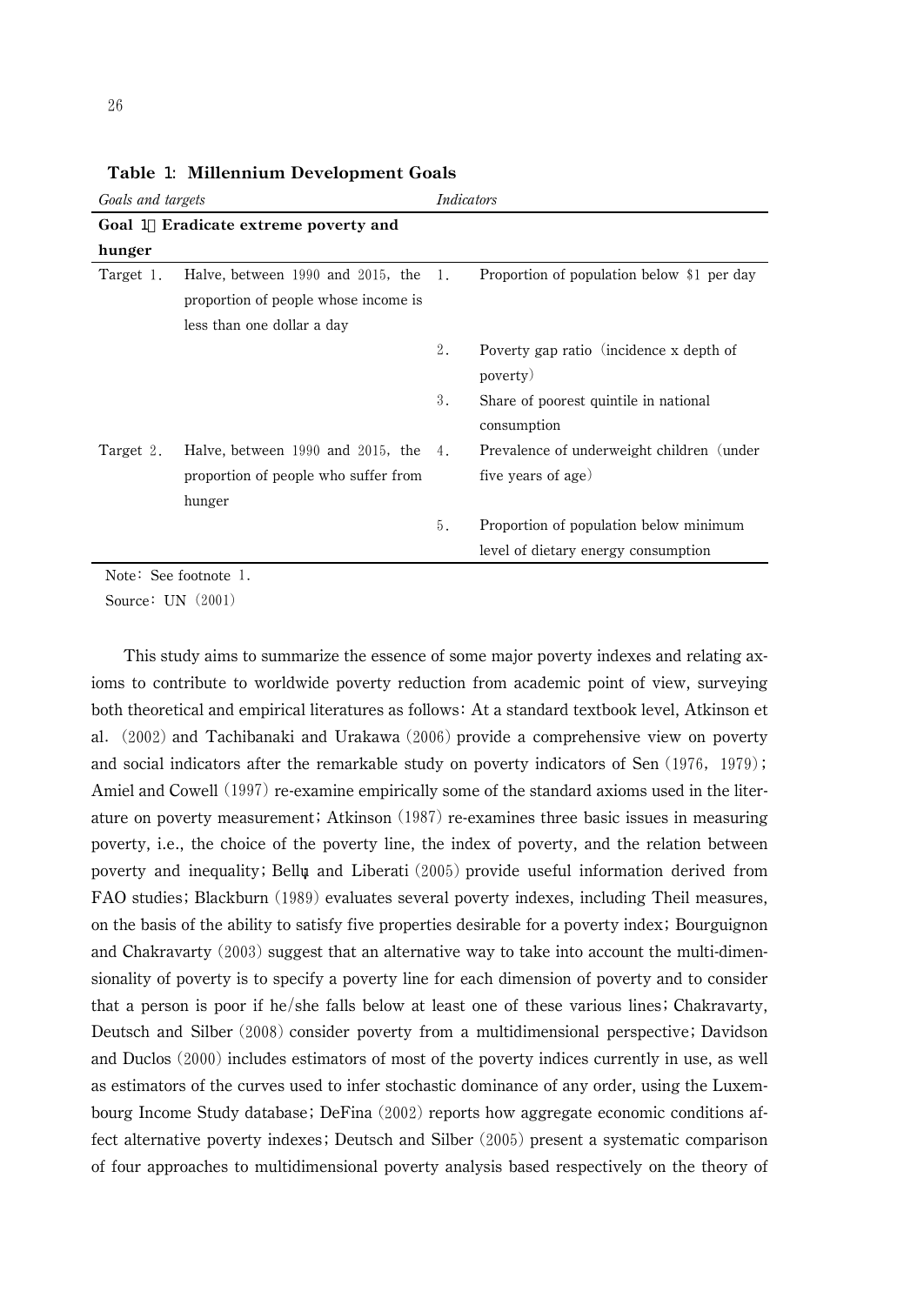**Table 1: Millennium Development Goals**

| *Goals and targets* | | *Indicators* | |
|---|---|---|---|
| **Goal 1: Eradicate extreme poverty and hunger** | | | |
| Target 1. | Halve, between 1990 and 2015, the proportion of people whose income is less than one dollar a day | 1. | Proportion of population below $1 per day |
| | | 2. | Poverty gap ratio (incidence x depth of poverty) |
| | | 3. | Share of poorest quintile in national consumption |
| Target 2. | Halve, between 1990 and 2015, the proportion of people who suffer from hunger | 4. | Prevalence of underweight children (under five years of age) |
| | | 5. | Proportion of population below minimum level of dietary energy consumption |

Note: See footnote 1.

Source: UN (2001)

This study aims to summarize the essence of some major poverty indexes and relating axioms to contribute to worldwide poverty reduction from academic point of view, surveying both theoretical and empirical literatures as follows: At a standard textbook level, Atkinson et al. (2002) and Tachibanaki and Urakawa (2006) provide a comprehensive view on poverty and social indicators after the remarkable study on poverty indicators of Sen (1976, 1979); Amiel and Cowell (1997) re-examine empirically some of the standard axioms used in the literature on poverty measurement; Atkinson (1987) re-examines three basic issues in measuring poverty, i.e., the choice of the poverty line, the index of poverty, and the relation between poverty and inequality; Bellù and Liberati (2005) provide useful information derived from FAO studies; Blackburn (1989) evaluates several poverty indexes, including Theil measures, on the basis of the ability to satisfy five properties desirable for a poverty index; Bourguignon and Chakravarty (2003) suggest that an alternative way to take into account the multi-dimensionality of poverty is to specify a poverty line for each dimension of poverty and to consider that a person is poor if he/she falls below at least one of these various lines; Chakravarty, Deutsch and Silber (2008) consider poverty from a multidimensional perspective; Davidson and Duclos (2000) includes estimators of most of the poverty indices currently in use, as well as estimators of the curves used to infer stochastic dominance of any order, using the Luxembourg Income Study database; DeFina (2002) reports how aggregate economic conditions affect alternative poverty indexes; Deutsch and Silber (2005) present a systematic comparison of four approaches to multidimensional poverty analysis based respectively on the theory of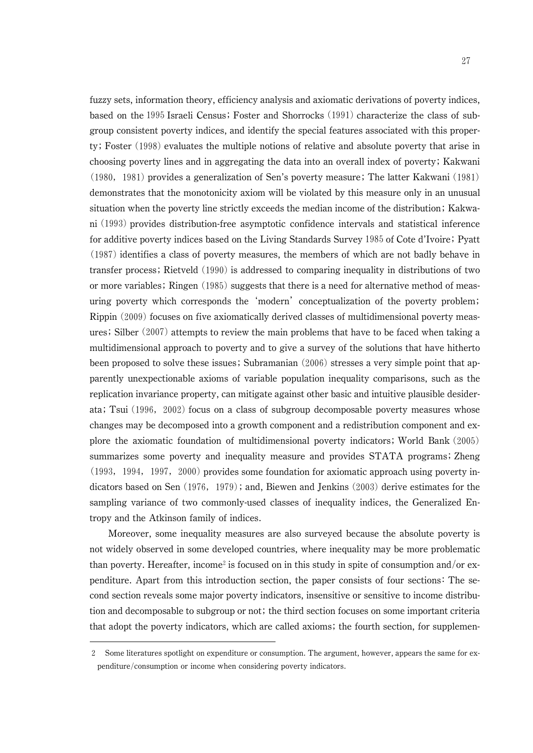fuzzy sets, information theory, efficiency analysis and axiomatic derivations of poverty indices, based on the 1995 Israeli Census; Foster and Shorrocks (1991) characterize the class of subgroup consistent poverty indices, and identify the special features associated with this property; Foster (1998) evaluates the multiple notions of relative and absolute poverty that arise in choosing poverty lines and in aggregating the data into an overall index of poverty; Kakwani (1980, 1981) provides a generalization of Sen's poverty measure; The latter Kakwani (1981) demonstrates that the monotonicity axiom will be violated by this measure only in an unusual situation when the poverty line strictly exceeds the median income of the distribution; Kakwani (1993) provides distribution-free asymptotic confidence intervals and statistical inference for additive poverty indices based on the Living Standards Survey 1985 of Cote d'Ivoire; Pyatt (1987) identifies a class of poverty measures, the members of which are not badly behave in transfer process; Rietveld (1990) is addressed to comparing inequality in distributions of two or more variables; Ringen (1985) suggests that there is a need for alternative method of measuring poverty which corresponds the 'modern' conceptualization of the poverty problem; Rippin (2009) focuses on five axiomatically derived classes of multidimensional poverty measures; Silber (2007) attempts to review the main problems that have to be faced when taking a multidimensional approach to poverty and to give a survey of the solutions that have hitherto been proposed to solve these issues; Subramanian (2006) stresses a very simple point that apparently unexpectionable axioms of variable population inequality comparisons, such as the replication invariance property, can mitigate against other basic and intuitive plausible desiderata; Tsui (1996, 2002) focus on a class of subgroup decomposable poverty measures whose changes may be decomposed into a growth component and a redistribution component and explore the axiomatic foundation of multidimensional poverty indicators; World Bank (2005) summarizes some poverty and inequality measure and provides STATA programs; Zheng (1993, 1994, 1997, 2000) provides some foundation for axiomatic approach using poverty indicators based on Sen (1976, 1979); and, Biewen and Jenkins (2003) derive estimates for the sampling variance of two commonly-used classes of inequality indices, the Generalized Entropy and the Atkinson family of indices.

Moreover, some inequality measures are also surveyed because the absolute poverty is not widely observed in some developed countries, where inequality may be more problematic than poverty. Hereafter, income[2] is focused on in this study in spite of consumption and/or expenditure. Apart from this introduction section, the paper consists of four sections: The second section reveals some major poverty indicators, insensitive or sensitive to income distribution and decomposable to subgroup or not; the third section focuses on some important criteria that adopt the poverty indicators, which are called axioms; the fourth section, for supplemen-

---

2 Some literatures spotlight on expenditure or consumption. The argument, however, appears the same for expenditure/consumption or income when considering poverty indicators.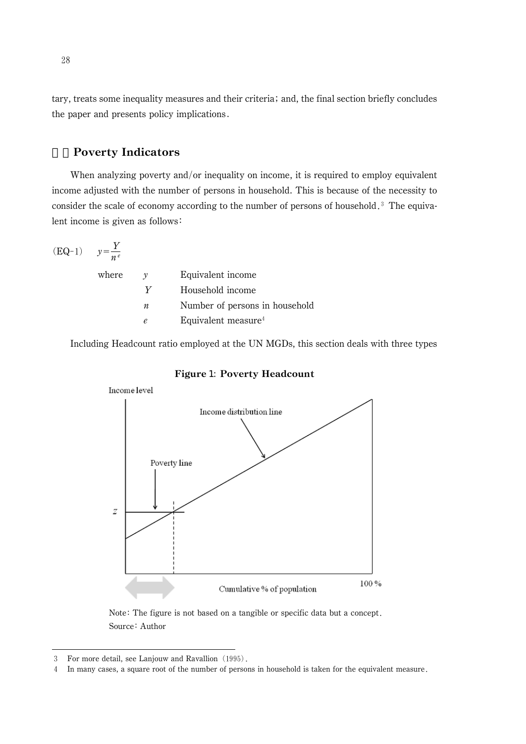tary, treats some inequality measures and their criteria; and, the final section briefly concludes the paper and presents policy implications.

## Poverty Indicators

When analyzing poverty and/or inequality on income, it is required to employ equivalent income adjusted with the number of persons in household. This is because of the necessity to consider the scale of economy according to the number of persons of household.[3] The equivalent income is given as follows:

(EQ-1) $$y = \frac{Y}{n^e}$$

where

- $y$ Equivalent income
- $Y$ Household income
- $n$ Number of persons in household
- $e$ Equivalent measure[4]

Including Headcount ratio employed at the UN MGDs, this section deals with three types

**Figure 1: Poverty Headcount**

Note: The figure is not based on a tangible or specific data but a concept.
Source: Author

---

3 For more detail, see Lanjouw and Ravallion (1995).

4 In many cases, a square root of the number of persons in household is taken for the equivalent measure.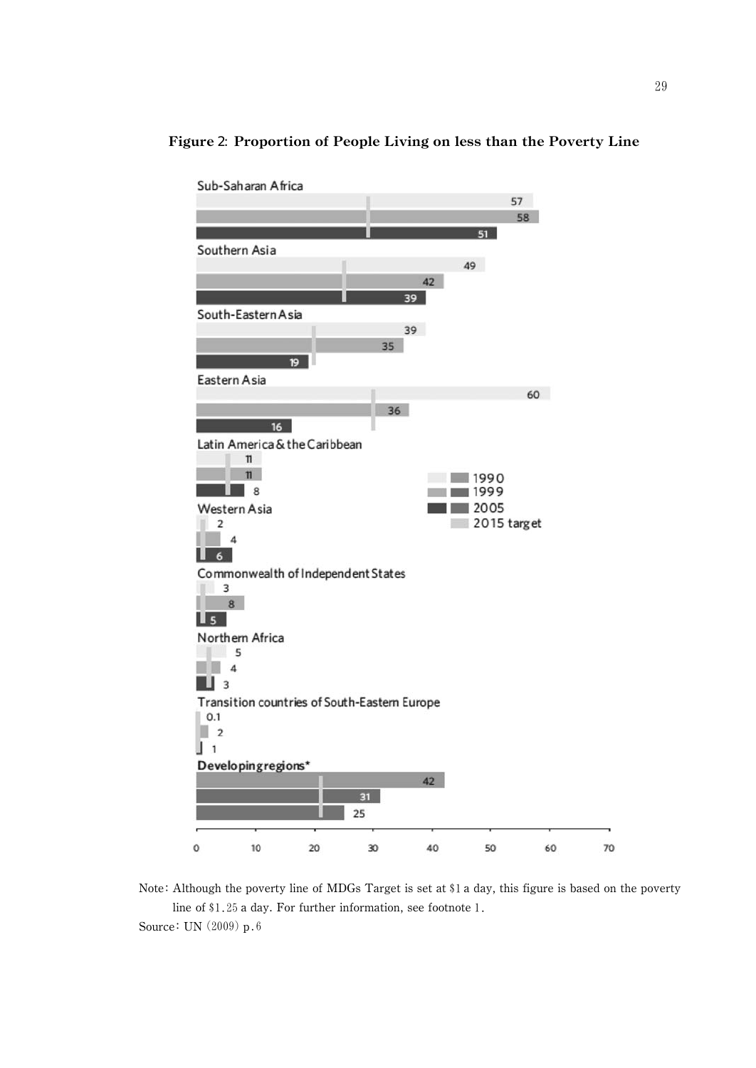**Figure 2: Proportion of People Living on less than the Poverty Line**

| Region | 1990 | 1999 | 2005 |
|---|---|---|---|
| Sub-Saharan Africa | 57 | 58 | 51 |
| Southern Asia | 49 | 42 | 39 |
| South-Eastern Asia | 39 | 35 | 19 |
| Eastern Asia | 60 | 36 | 16 |
| Latin America & the Caribbean | 11 | 11 | 8 |
| Western Asia | 2 | 4 | 6 |
| Commonwealth of Independent States | 3 | 8 | 5 |
| Northern Africa | 5 | 4 | 3 |
| Transition countries of South-Eastern Europe | 0.1 | 2 | 1 |
| Developing regions* | 42 | 31 | 25 |

Note: Although the poverty line of MDGs Target is set at \$1 a day, this figure is based on the poverty line of \$1.25 a day. For further information, see footnote 1.

Source: UN (2009) p.6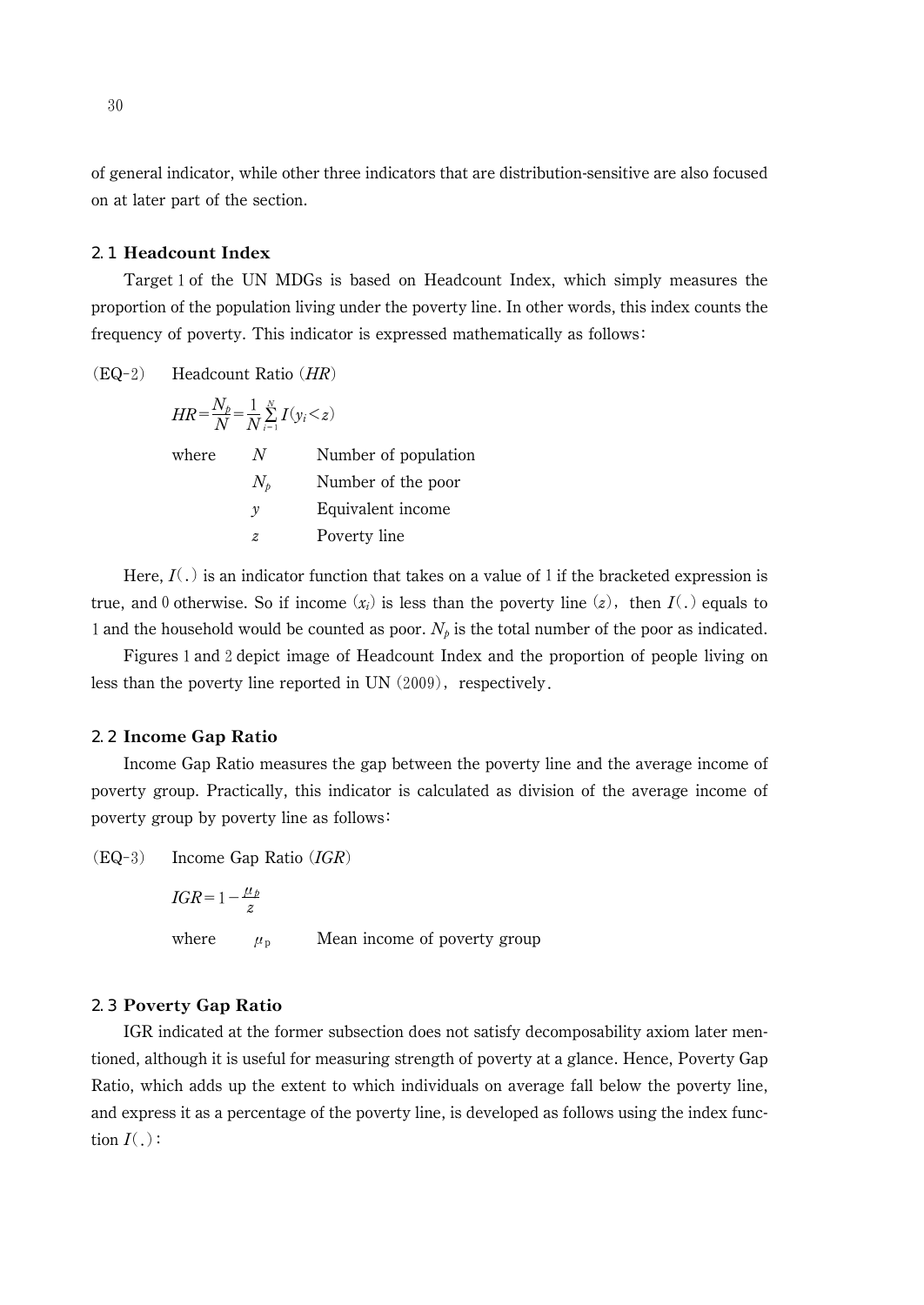of general indicator, while other three indicators that are distribution-sensitive are also focused on at later part of the section.

### 2.1 Headcount Index

Target 1 of the UN MDGs is based on Headcount Index, which simply measures the proportion of the population living under the poverty line. In other words, this index counts the frequency of poverty. This indicator is expressed mathematically as follows:

(EQ-2) Headcount Ratio ($HR$)

$$HR = \frac{N_p}{N} = \frac{1}{N}\sum_{i=1}^{N} I(y_i < z)$$

| where | | |
|---|---|---|
| | $N$ | Number of population |
| | $N_p$ | Number of the poor |
| | $y$ | Equivalent income |
| | $z$ | Poverty line |

Here, $I(.)$ is an indicator function that takes on a value of 1 if the bracketed expression is true, and 0 otherwise. So if income ($x_i$) is less than the poverty line ($z$), then $I(.)$ equals to 1 and the household would be counted as poor. $N_p$ is the total number of the poor as indicated.

Figures 1 and 2 depict image of Headcount Index and the proportion of people living on less than the poverty line reported in UN (2009), respectively.

### 2.2 Income Gap Ratio

Income Gap Ratio measures the gap between the poverty line and the average income of poverty group. Practically, this indicator is calculated as division of the average income of poverty group by poverty line as follows:

(EQ-3) Income Gap Ratio ($IGR$)

$$IGR = 1 - \frac{\mu_p}{z}$$

where $\mu_p$ Mean income of poverty group

### 2.3 Poverty Gap Ratio

IGR indicated at the former subsection does not satisfy decomposability axiom later mentioned, although it is useful for measuring strength of poverty at a glance. Hence, Poverty Gap Ratio, which adds up the extent to which individuals on average fall below the poverty line, and express it as a percentage of the poverty line, is developed as follows using the index function $I(.)$: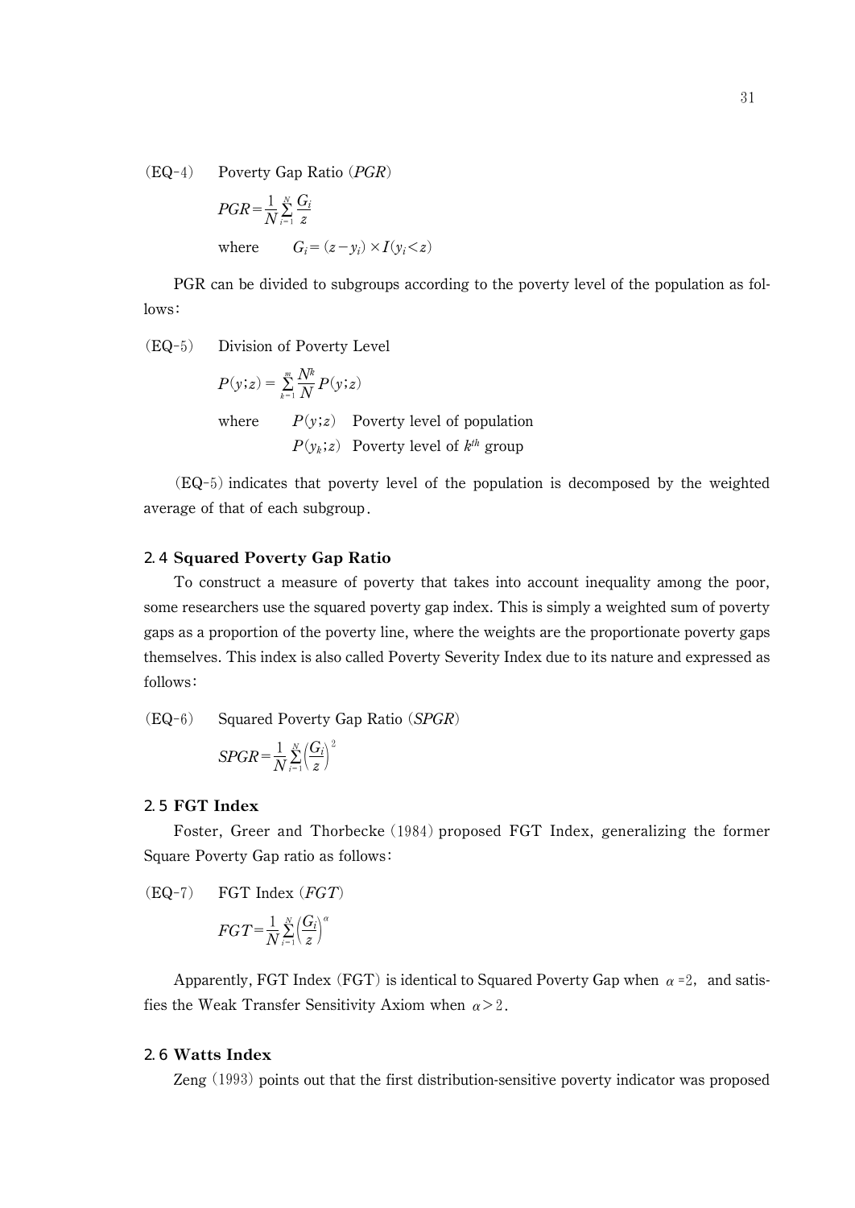(EQ-4)　Poverty Gap Ratio (*PGR*)

$$PGR = \frac{1}{N}\sum_{i=1}^{N}\frac{G_i}{z}$$

where　$G_i = (z - y_i) \times I(y_i < z)$

PGR can be divided to subgroups according to the poverty level of the population as follows:

(EQ-5)　Division of Poverty Level

$$P(y;z) = \sum_{k=1}^{m}\frac{N^k}{N}P(y;z)$$

where　$P(y;z)$　Poverty level of population

$P(y_k;z)$　Poverty level of $k^{th}$ group

(EQ-5) indicates that poverty level of the population is decomposed by the weighted average of that of each subgroup.

### 2.4 Squared Poverty Gap Ratio

To construct a measure of poverty that takes into account inequality among the poor, some researchers use the squared poverty gap index. This is simply a weighted sum of poverty gaps as a proportion of the poverty line, where the weights are the proportionate poverty gaps themselves. This index is also called Poverty Severity Index due to its nature and expressed as follows:

(EQ-6)　Squared Poverty Gap Ratio (*SPGR*)

$$SPGR = \frac{1}{N}\sum_{i=1}^{N}\left(\frac{G_i}{z}\right)^2$$

### 2.5 FGT Index

Foster, Greer and Thorbecke (1984) proposed FGT Index, generalizing the former Square Poverty Gap ratio as follows:

(EQ-7)　FGT Index (*FGT*)

$$FGT = \frac{1}{N}\sum_{i=1}^{N}\left(\frac{G_i}{z}\right)^\alpha$$

Apparently, FGT Index (FGT) is identical to Squared Poverty Gap when $\alpha = 2$, and satisfies the Weak Transfer Sensitivity Axiom when $\alpha > 2$.

### 2.6 Watts Index

Zeng (1993) points out that the first distribution-sensitive poverty indicator was proposed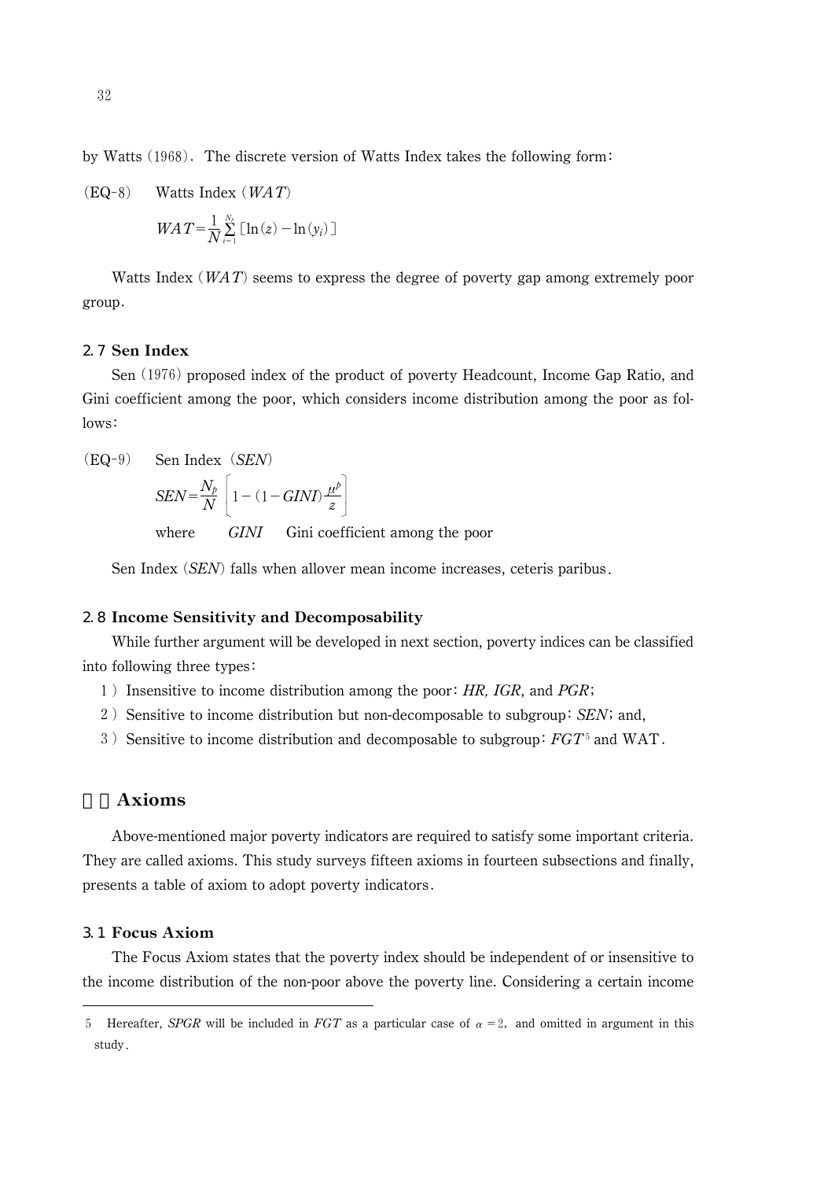by Watts (1968). The discrete version of Watts Index takes the following form:

(EQ-8) Watts Index ($WAT$)

$$WAT = \frac{1}{N}\sum_{i=1}^{N_p}[\ln(z) - \ln(y_i)]$$

Watts Index ($WAT$) seems to express the degree of poverty gap among extremely poor group.

### 2.7 Sen Index

Sen (1976) proposed index of the product of poverty Headcount, Income Gap Ratio, and Gini coefficient among the poor, which considers income distribution among the poor as follows:

(EQ-9) Sen Index ($SEN$)

$$SEN = \frac{N_p}{N}\left[1 - (1 - GINI)\frac{\mu^p}{z}\right]$$

where $GINI$ Gini coefficient among the poor

Sen Index ($SEN$) falls when allover mean income increases, ceteris paribus.

### 2.8 Income Sensitivity and Decomposability

While further argument will be developed in next section, poverty indices can be classified into following three types:

1) Insensitive to income distribution among the poor: *HR, IGR*, and *PGR*;
2) Sensitive to income distribution but non-decomposable to subgroup: *SEN*; and,
3) Sensitive to income distribution and decomposable to subgroup: *FGT*[5] and WAT.

## Axioms

Above-mentioned major poverty indicators are required to satisfy some important criteria. They are called axioms. This study surveys fifteen axioms in fourteen subsections and finally, presents a table of axiom to adopt poverty indicators.

### 3.1 Focus Axiom

The Focus Axiom states that the poverty index should be independent of or insensitive to the income distribution of the non-poor above the poverty line. Considering a certain income

---

5 Hereafter, *SPGR* will be included in *FGT* as a particular case of $\alpha = 2$, and omitted in argument in this study.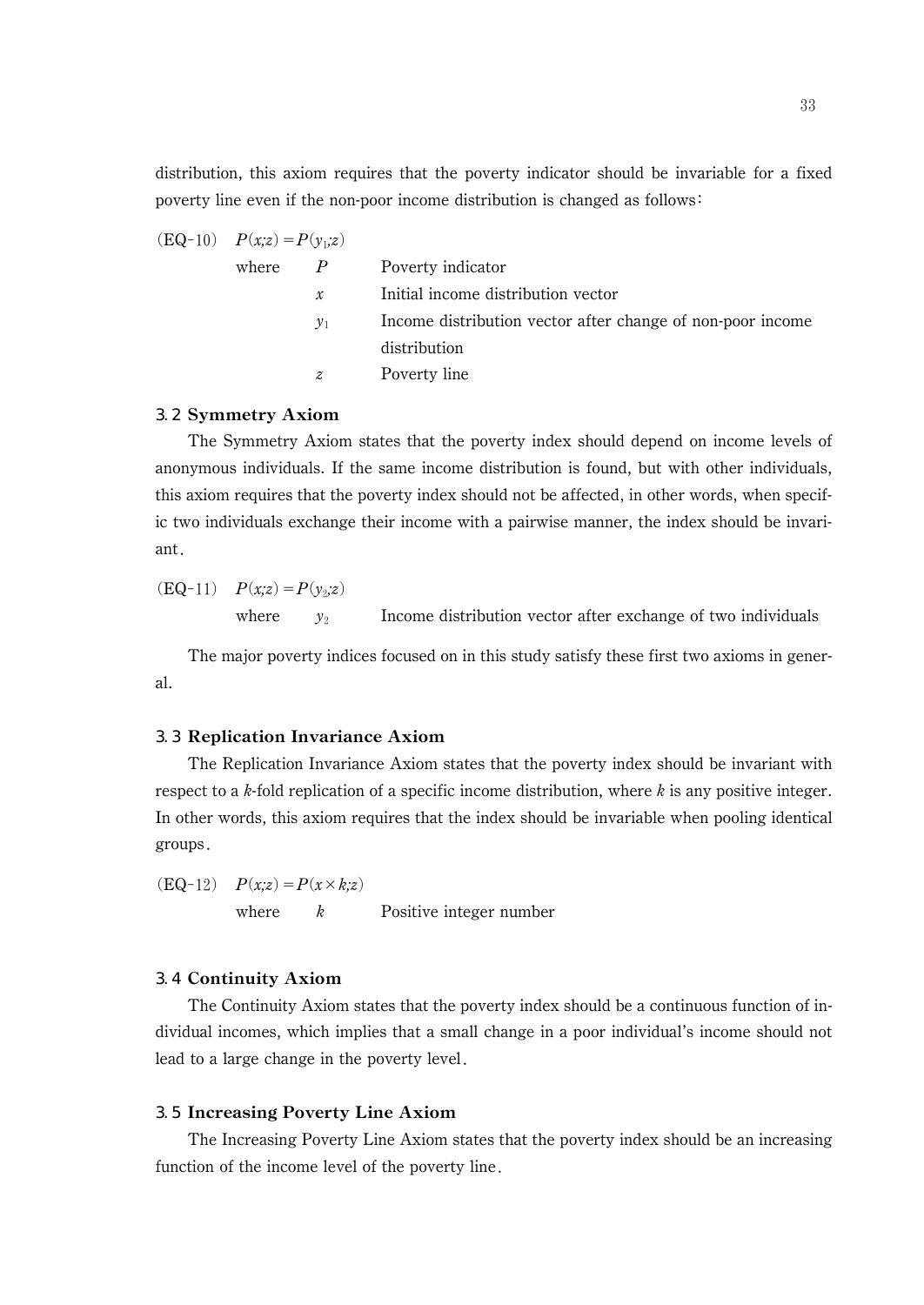distribution, this axiom requires that the poverty indicator should be invariable for a fixed poverty line even if the non-poor income distribution is changed as follows:

(EQ-10) $P(x;z) = P(y_1;z)$

where

| | |
|---|---|
| $P$ | Poverty indicator |
| $x$ | Initial income distribution vector |
| $y_1$ | Income distribution vector after change of non-poor income distribution |
| $z$ | Poverty line |

### 3.2 Symmetry Axiom

The Symmetry Axiom states that the poverty index should depend on income levels of anonymous individuals. If the same income distribution is found, but with other individuals, this axiom requires that the poverty index should not be affected, in other words, when specific two individuals exchange their income with a pairwise manner, the index should be invariant.

(EQ-11) $P(x;z) = P(y_2;z)$

where $y_2$ Income distribution vector after exchange of two individuals

The major poverty indices focused on in this study satisfy these first two axioms in general.

### 3.3 Replication Invariance Axiom

The Replication Invariance Axiom states that the poverty index should be invariant with respect to a $k$-fold replication of a specific income distribution, where $k$ is any positive integer. In other words, this axiom requires that the index should be invariable when pooling identical groups.

(EQ-12) $P(x;z) = P(x \times k;z)$

where $k$ Positive integer number

### 3.4 Continuity Axiom

The Continuity Axiom states that the poverty index should be a continuous function of individual incomes, which implies that a small change in a poor individual's income should not lead to a large change in the poverty level.

### 3.5 Increasing Poverty Line Axiom

The Increasing Poverty Line Axiom states that the poverty index should be an increasing function of the income level of the poverty line.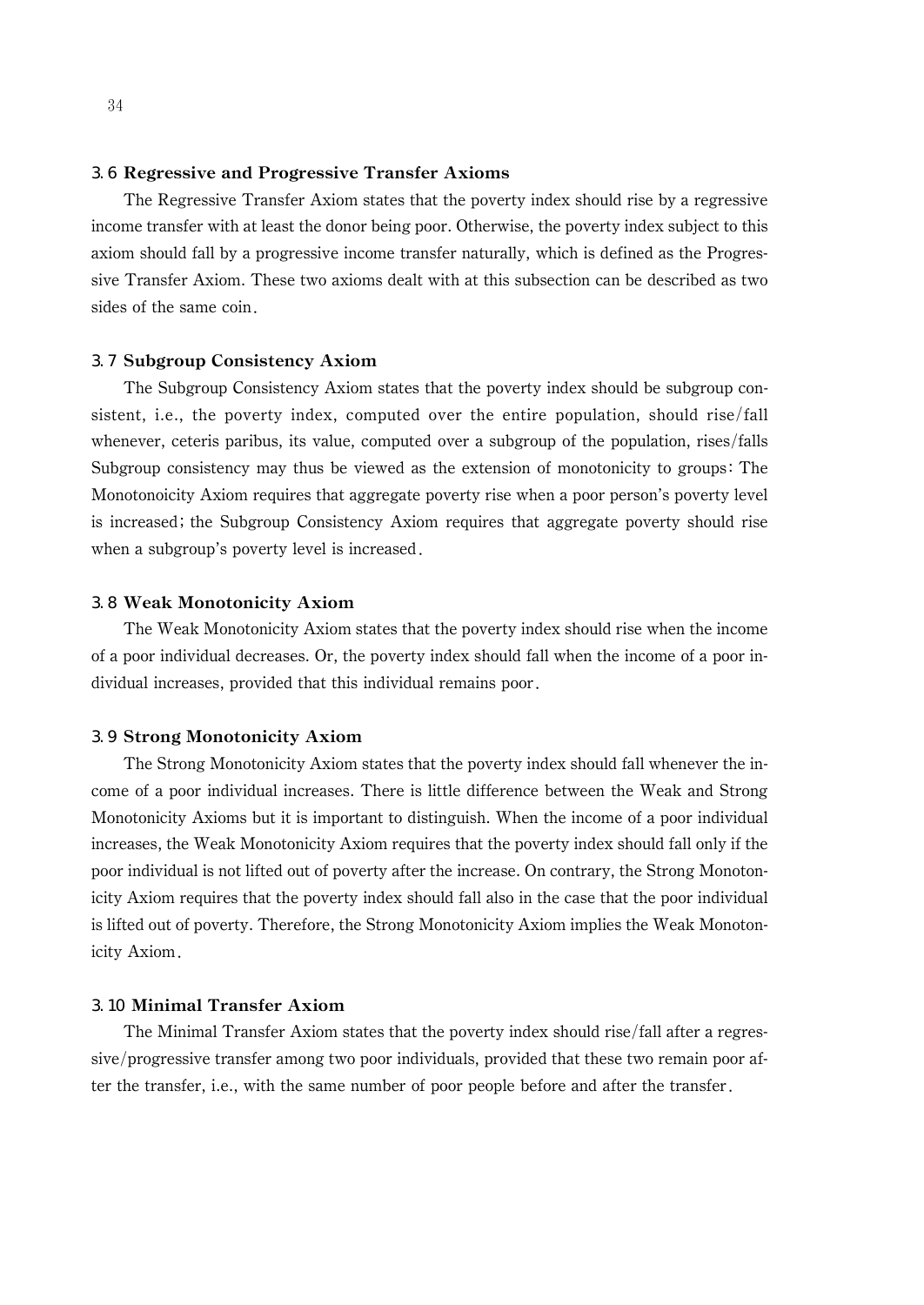### 3.6 Regressive and Progressive Transfer Axioms

The Regressive Transfer Axiom states that the poverty index should rise by a regressive income transfer with at least the donor being poor. Otherwise, the poverty index subject to this axiom should fall by a progressive income transfer naturally, which is defined as the Progressive Transfer Axiom. These two axioms dealt with at this subsection can be described as two sides of the same coin.

### 3.7 Subgroup Consistency Axiom

The Subgroup Consistency Axiom states that the poverty index should be subgroup consistent, i.e., the poverty index, computed over the entire population, should rise/fall whenever, ceteris paribus, its value, computed over a subgroup of the population, rises/falls Subgroup consistency may thus be viewed as the extension of monotonicity to groups: The Monotonoicity Axiom requires that aggregate poverty rise when a poor person's poverty level is increased; the Subgroup Consistency Axiom requires that aggregate poverty should rise when a subgroup's poverty level is increased.

### 3.8 Weak Monotonicity Axiom

The Weak Monotonicity Axiom states that the poverty index should rise when the income of a poor individual decreases. Or, the poverty index should fall when the income of a poor individual increases, provided that this individual remains poor.

### 3.9 Strong Monotonicity Axiom

The Strong Monotonicity Axiom states that the poverty index should fall whenever the income of a poor individual increases. There is little difference between the Weak and Strong Monotonicity Axioms but it is important to distinguish. When the income of a poor individual increases, the Weak Monotonicity Axiom requires that the poverty index should fall only if the poor individual is not lifted out of poverty after the increase. On contrary, the Strong Monotonicity Axiom requires that the poverty index should fall also in the case that the poor individual is lifted out of poverty. Therefore, the Strong Monotonicity Axiom implies the Weak Monotonicity Axiom.

### 3.10 Minimal Transfer Axiom

The Minimal Transfer Axiom states that the poverty index should rise/fall after a regressive/progressive transfer among two poor individuals, provided that these two remain poor after the transfer, i.e., with the same number of poor people before and after the transfer.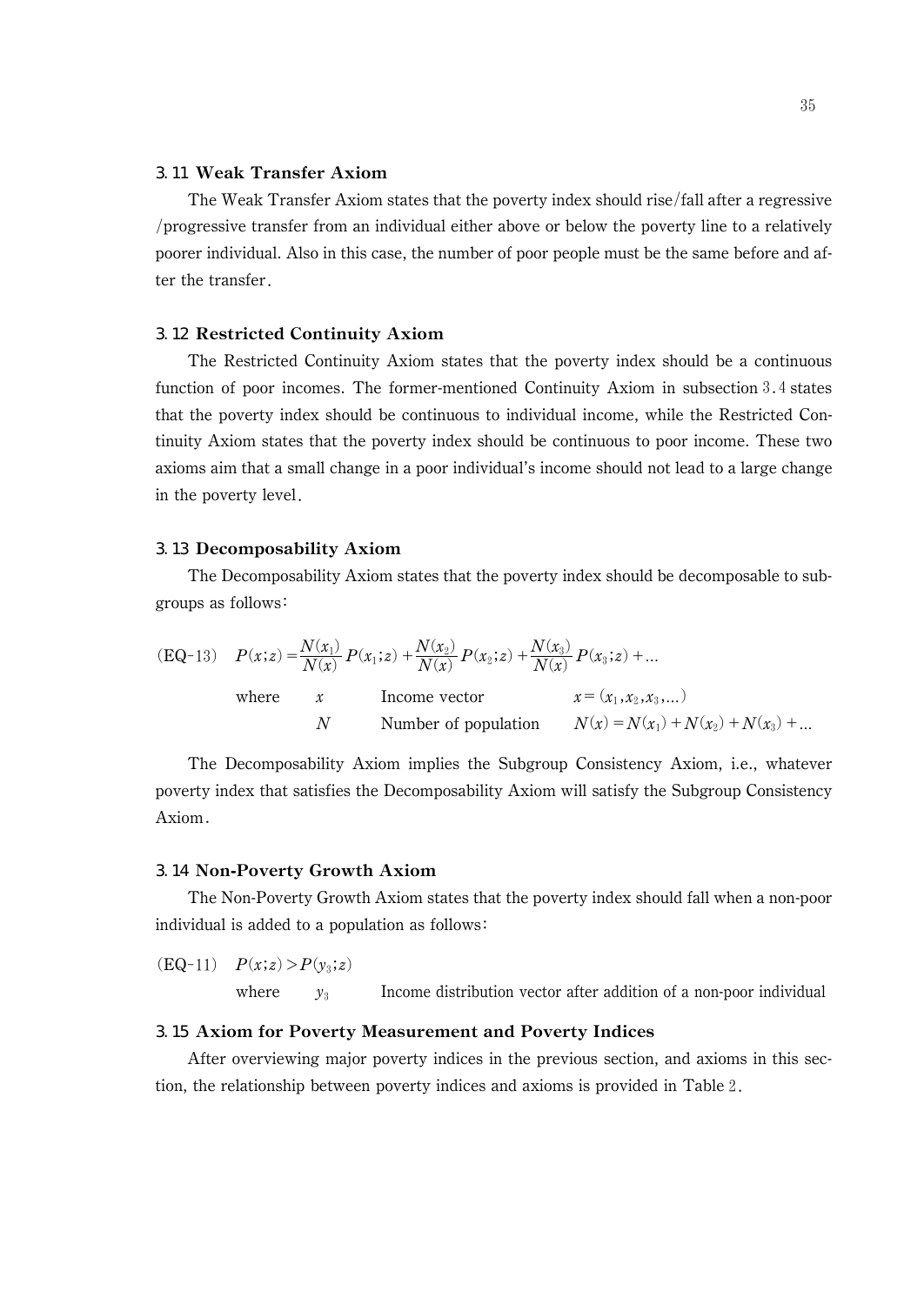### 3.11 Weak Transfer Axiom

The Weak Transfer Axiom states that the poverty index should rise/fall after a regressive/progressive transfer from an individual either above or below the poverty line to a relatively poorer individual. Also in this case, the number of poor people must be the same before and after the transfer.

### 3.12 Restricted Continuity Axiom

The Restricted Continuity Axiom states that the poverty index should be a continuous function of poor incomes. The former-mentioned Continuity Axiom in subsection 3.4 states that the poverty index should be continuous to individual income, while the Restricted Continuity Axiom states that the poverty index should be continuous to poor income. These two axioms aim that a small change in a poor individual's income should not lead to a large change in the poverty level.

### 3.13 Decomposability Axiom

The Decomposability Axiom states that the poverty index should be decomposable to subgroups as follows:

(EQ-13) $$P(x;z) = \frac{N(x_1)}{N(x)} P(x_1;z) + \frac{N(x_2)}{N(x)} P(x_2;z) + \frac{N(x_3)}{N(x)} P(x_3;z) + \ldots$$

where $x$ Income vector $x = (x_1, x_2, x_3, \ldots)$

$N$ Number of population $N(x) = N(x_1) + N(x_2) + N(x_3) + \ldots$

The Decomposability Axiom implies the Subgroup Consistency Axiom, i.e., whatever poverty index that satisfies the Decomposability Axiom will satisfy the Subgroup Consistency Axiom.

### 3.14 Non-Poverty Growth Axiom

The Non-Poverty Growth Axiom states that the poverty index should fall when a non-poor individual is added to a population as follows:

(EQ-11) $$P(x;z) > P(y_3;z)$$

where $y_3$ Income distribution vector after addition of a non-poor individual

### 3.15 Axiom for Poverty Measurement and Poverty Indices

After overviewing major poverty indices in the previous section, and axioms in this section, the relationship between poverty indices and axioms is provided in Table 2.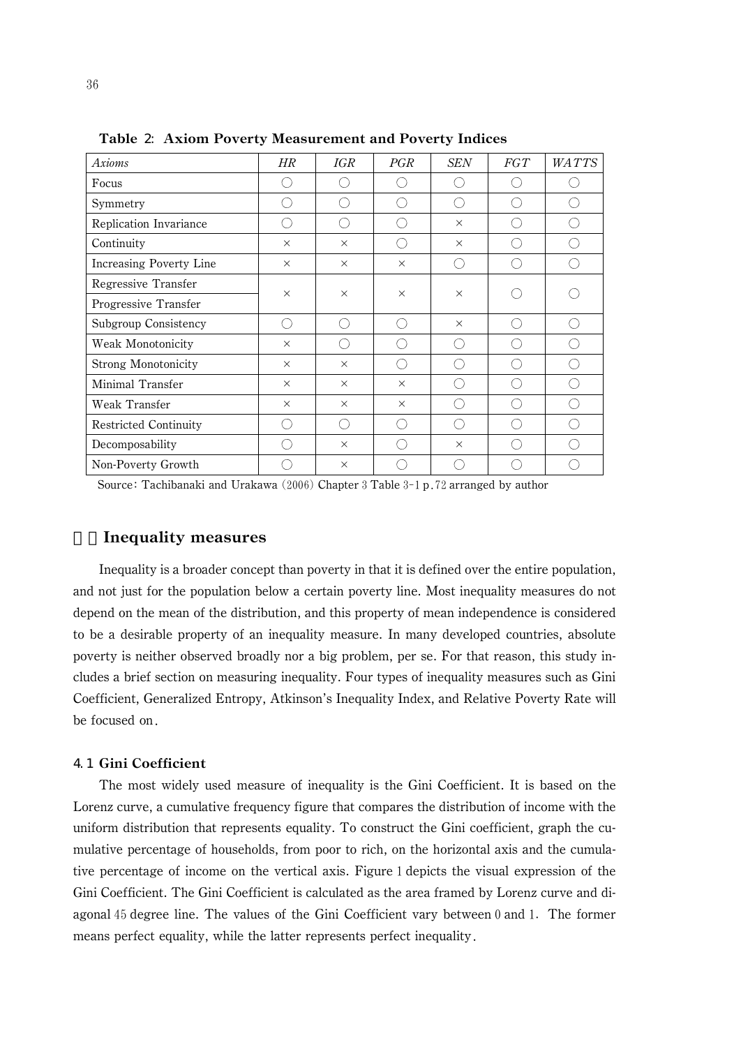**Table 2: Axiom Poverty Measurement and Poverty Indices**

| *Axioms* | *HR* | *IGR* | *PGR* | *SEN* | *FGT* | *WATTS* |
|---|---|---|---|---|---|---|
| Focus | ○ | ○ | ○ | ○ | ○ | ○ |
| Symmetry | ○ | ○ | ○ | ○ | ○ | ○ |
| Replication Invariance | ○ | ○ | ○ | × | ○ | ○ |
| Continuity | × | × | ○ | × | ○ | ○ |
| Increasing Poverty Line | × | × | × | ○ | ○ | ○ |
| Regressive Transfer / Progressive Transfer | × | × | × | × | ○ | ○ |
| Subgroup Consistency | ○ | ○ | ○ | × | ○ | ○ |
| Weak Monotonicity | × | ○ | ○ | ○ | ○ | ○ |
| Strong Monotonicity | × | × | ○ | ○ | ○ | ○ |
| Minimal Transfer | × | × | × | ○ | ○ | ○ |
| Weak Transfer | × | × | × | ○ | ○ | ○ |
| Restricted Continuity | ○ | ○ | ○ | ○ | ○ | ○ |
| Decomposability | ○ | × | ○ | × | ○ | ○ |
| Non-Poverty Growth | ○ | × | ○ | ○ | ○ | ○ |

Source: Tachibanaki and Urakawa (2006) Chapter 3 Table 3-1 p.72 arranged by author

## 4 Inequality measures

Inequality is a broader concept than poverty in that it is defined over the entire population, and not just for the population below a certain poverty line. Most inequality measures do not depend on the mean of the distribution, and this property of mean independence is considered to be a desirable property of an inequality measure. In many developed countries, absolute poverty is neither observed broadly nor a big problem, per se. For that reason, this study includes a brief section on measuring inequality. Four types of inequality measures such as Gini Coefficient, Generalized Entropy, Atkinson's Inequality Index, and Relative Poverty Rate will be focused on.

### 4.1 Gini Coefficient

The most widely used measure of inequality is the Gini Coefficient. It is based on the Lorenz curve, a cumulative frequency figure that compares the distribution of income with the uniform distribution that represents equality. To construct the Gini coefficient, graph the cumulative percentage of households, from poor to rich, on the horizontal axis and the cumulative percentage of income on the vertical axis. Figure 1 depicts the visual expression of the Gini Coefficient. The Gini Coefficient is calculated as the area framed by Lorenz curve and diagonal 45 degree line. The values of the Gini Coefficient vary between 0 and 1. The former means perfect equality, while the latter represents perfect inequality.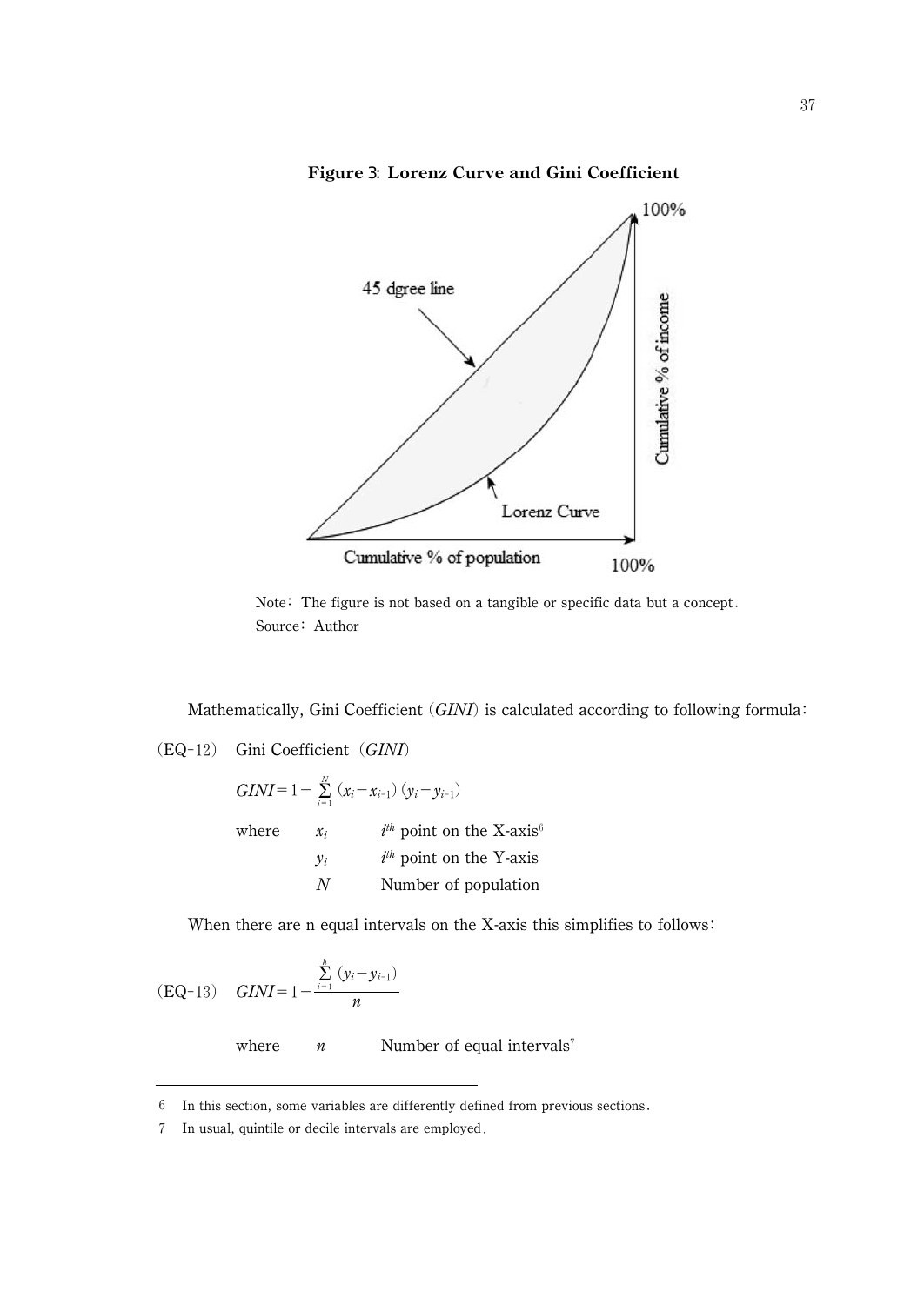**Figure 3: Lorenz Curve and Gini Coefficient**

Note: The figure is not based on a tangible or specific data but a concept.
Source: Author

Mathematically, Gini Coefficient (*GINI*) is calculated according to following formula:

(EQ-12) Gini Coefficient (*GINI*)

$$GINI = 1 - \sum_{i=1}^{N} (x_i - x_{i-1})(y_i - y_{i-1})$$

where $x_i$ $i^{th}$ point on the X-axis[6]

$y_i$ $i^{th}$ point on the Y-axis

$N$ Number of population

When there are n equal intervals on the X-axis this simplifies to follows:

(EQ-13) $$GINI = 1 - \frac{\sum_{i=1}^{h} (y_i - y_{i-1})}{n}$$

where $n$ Number of equal intervals[7]

---

6 In this section, some variables are differently defined from previous sections.

7 In usual, quintile or decile intervals are employed.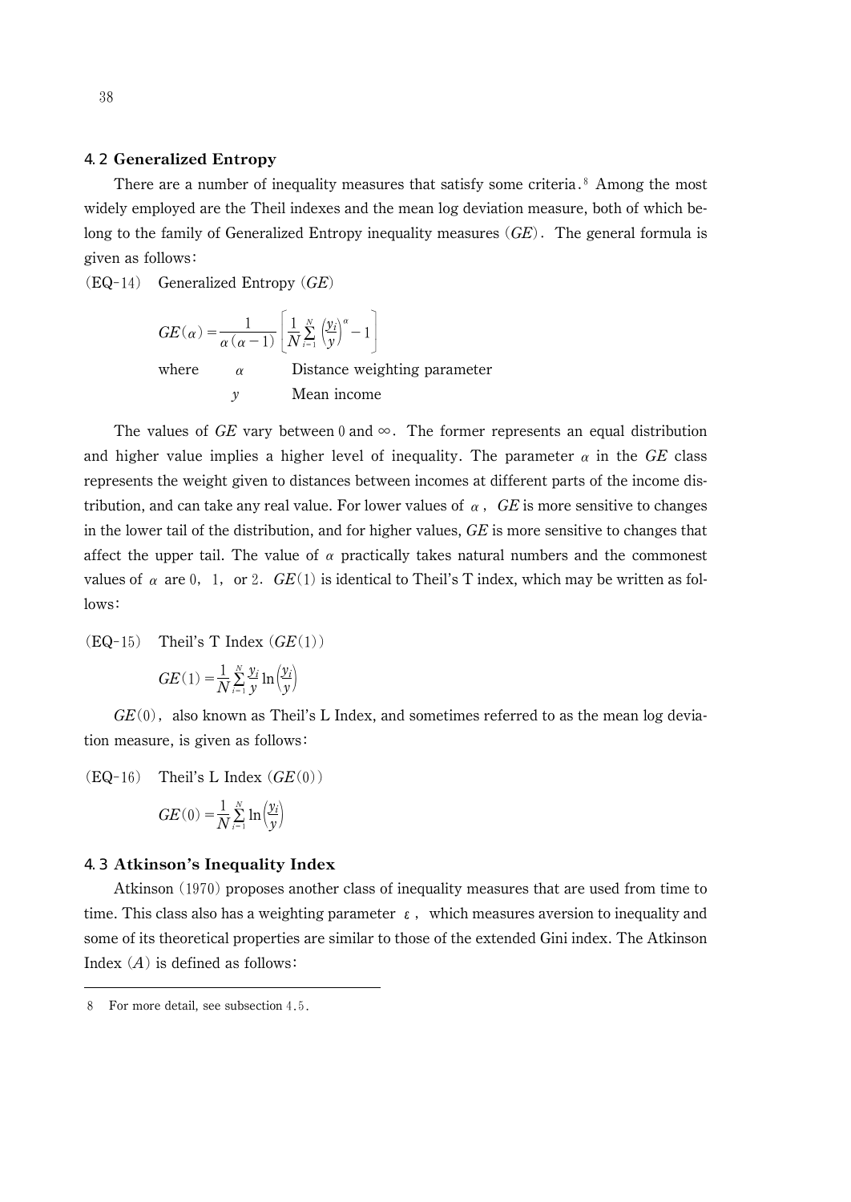### 4.2 Generalized Entropy

There are a number of inequality measures that satisfy some criteria.[8] Among the most widely employed are the Theil indexes and the mean log deviation measure, both of which belong to the family of Generalized Entropy inequality measures (*GE*). The general formula is given as follows:

(EQ-14) Generalized Entropy (*GE*)

$$GE(\alpha) = \frac{1}{\alpha(\alpha-1)}\left[\frac{1}{N}\sum_{i=1}^{N}\left(\frac{y_i}{y}\right)^{\alpha} - 1\right]$$

where $\alpha$ Distance weighting parameter

$y$ Mean income

The values of *GE* vary between 0 and $\infty$. The former represents an equal distribution and higher value implies a higher level of inequality. The parameter $\alpha$ in the *GE* class represents the weight given to distances between incomes at different parts of the income distribution, and can take any real value. For lower values of $\alpha$, *GE* is more sensitive to changes in the lower tail of the distribution, and for higher values, *GE* is more sensitive to changes that affect the upper tail. The value of $\alpha$ practically takes natural numbers and the commonest values of $\alpha$ are 0, 1, or 2. $GE(1)$ is identical to Theil's T index, which may be written as follows:

(EQ-15) Theil's T Index ($GE(1)$)

$$GE(1) = \frac{1}{N}\sum_{i=1}^{N}\frac{y_i}{y}\ln\left(\frac{y_i}{y}\right)$$

$GE(0)$, also known as Theil's L Index, and sometimes referred to as the mean log deviation measure, is given as follows:

(EQ-16) Theil's L Index ($GE(0)$)

$$GE(0) = \frac{1}{N}\sum_{i=1}^{N}\ln\left(\frac{y_i}{y}\right)$$

### 4.3 Atkinson's Inequality Index

Atkinson (1970) proposes another class of inequality measures that are used from time to time. This class also has a weighting parameter $\varepsilon$, which measures aversion to inequality and some of its theoretical properties are similar to those of the extended Gini index. The Atkinson Index ($A$) is defined as follows:

---

8 For more detail, see subsection 4.5.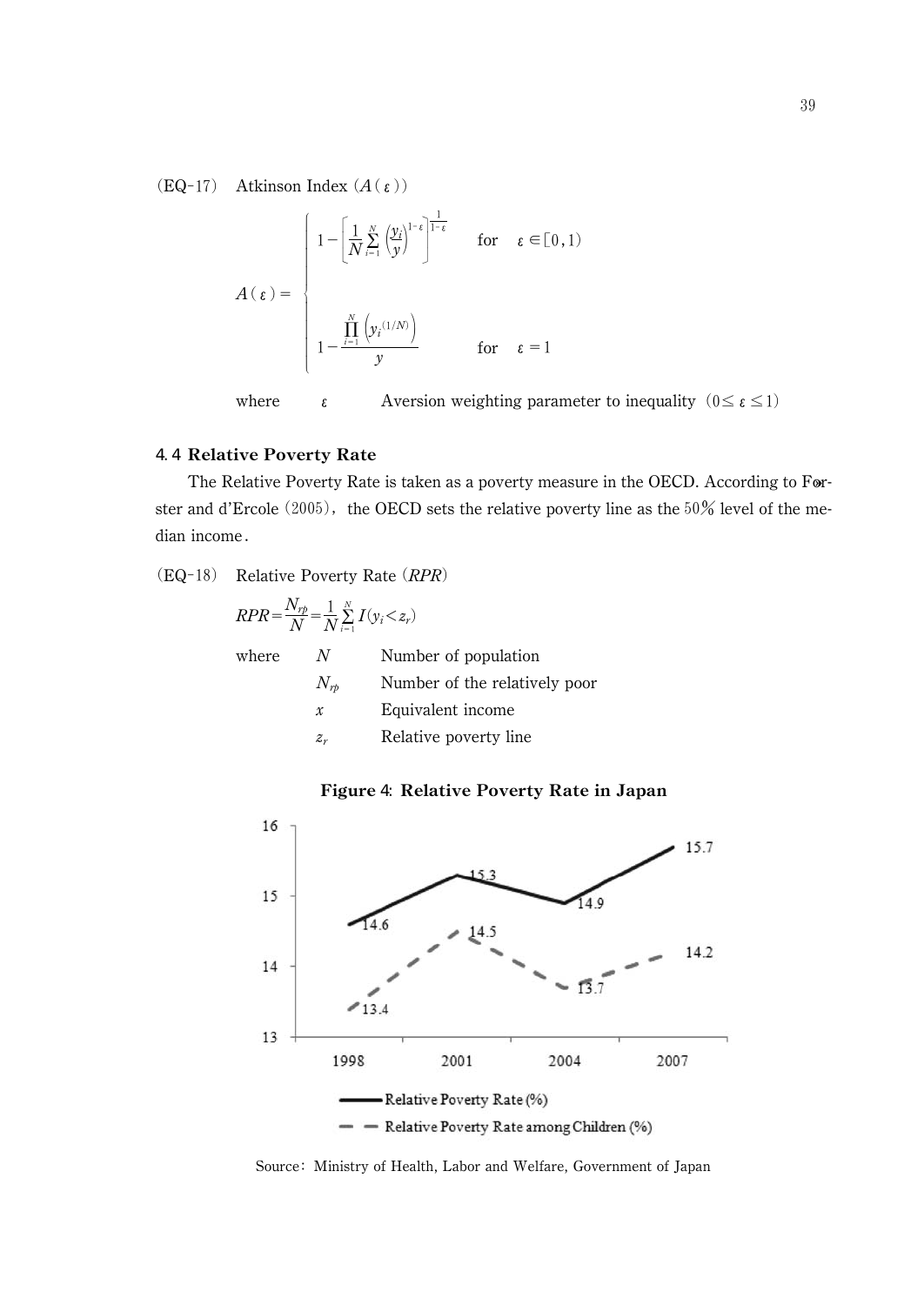(EQ-17) Atkinson Index ($A(\varepsilon)$)

$$A(\varepsilon) = \begin{cases} 1 - \left[\frac{1}{N}\sum_{i=1}^{N}\left(\frac{y_i}{y}\right)^{1-\varepsilon}\right]^{\frac{1}{1-\varepsilon}} & \text{for} \quad \varepsilon \in [0,1) \\ \\ 1 - \frac{\prod_{i=1}^{N}\left(y_i^{(1/N)}\right)}{y} & \text{for} \quad \varepsilon = 1 \end{cases}$$

where $\varepsilon$ Aversion weighting parameter to inequality ($0 \leq \varepsilon \leq 1$)

### 4.4 Relative Poverty Rate

The Relative Poverty Rate is taken as a poverty measure in the OECD. According to Forster and d'Ercole (2005), the OECD sets the relative poverty line as the 50% level of the median income.

(EQ-18) Relative Poverty Rate ($RPR$)

$$RPR = \frac{N_{rp}}{N} = \frac{1}{N}\sum_{i=1}^{N} I(y_i < z_r)$$

where
- $N$ Number of population
- $N_{rp}$ Number of the relatively poor
- $x$ Equivalent income
- $z_r$ Relative poverty line

**Figure 4: Relative Poverty Rate in Japan**

| Year | Relative Poverty Rate (%) | Relative Poverty Rate among Children (%) |
|---|---|---|
| 1998 | 14.6 | 13.4 |
| 2001 | 15.3 | 14.5 |
| 2004 | 14.9 | 13.7 |
| 2007 | 15.7 | 14.2 |

Source: Ministry of Health, Labor and Welfare, Government of Japan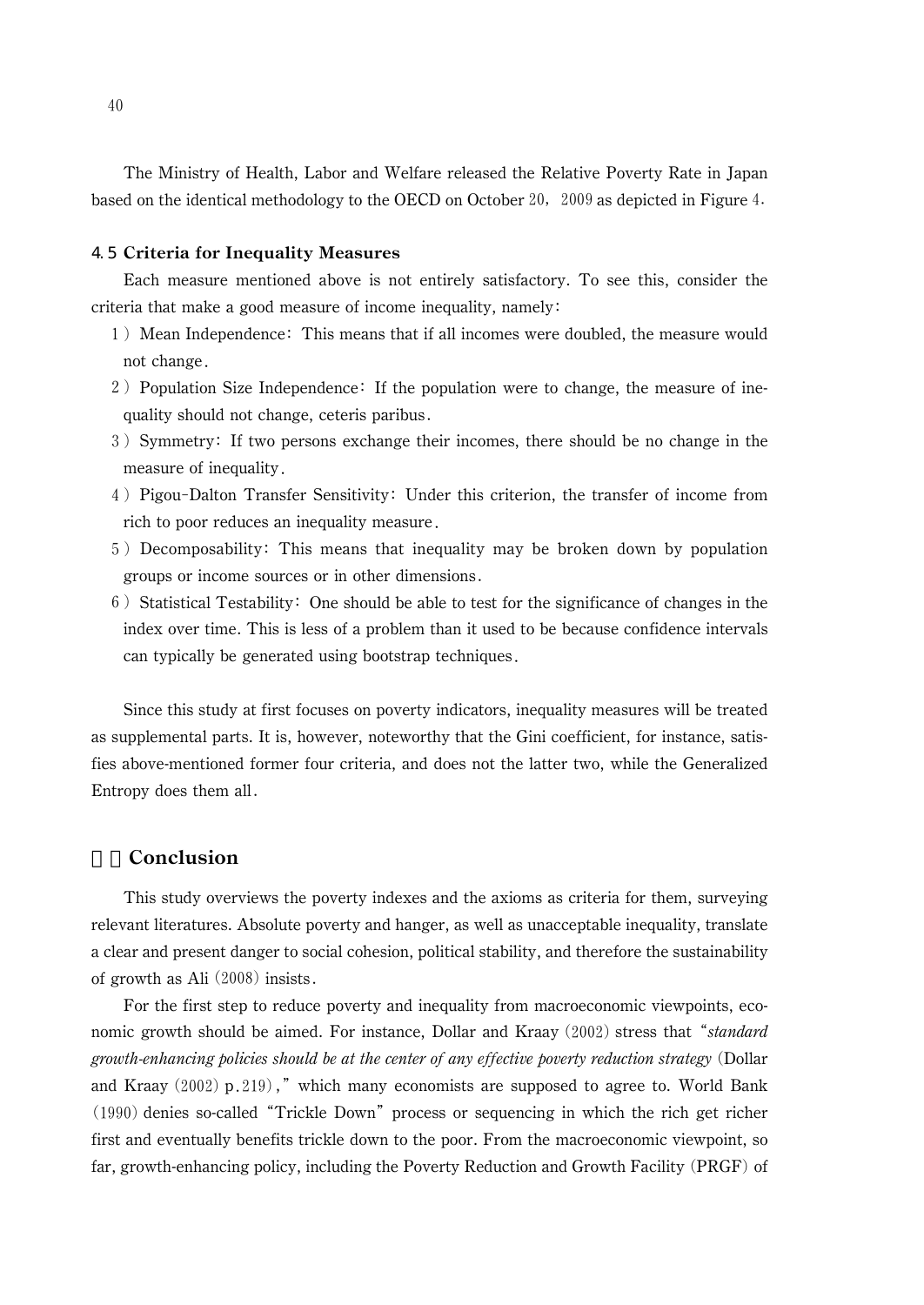The Ministry of Health, Labor and Welfare released the Relative Poverty Rate in Japan based on the identical methodology to the OECD on October 20, 2009 as depicted in Figure 4.

### 4.5 Criteria for Inequality Measures

Each measure mentioned above is not entirely satisfactory. To see this, consider the criteria that make a good measure of income inequality, namely:

1) Mean Independence: This means that if all incomes were doubled, the measure would not change.
2) Population Size Independence: If the population were to change, the measure of inequality should not change, ceteris paribus.
3) Symmetry: If two persons exchange their incomes, there should be no change in the measure of inequality.
4) Pigou-Dalton Transfer Sensitivity: Under this criterion, the transfer of income from rich to poor reduces an inequality measure.
5) Decomposability: This means that inequality may be broken down by population groups or income sources or in other dimensions.
6) Statistical Testability: One should be able to test for the significance of changes in the index over time. This is less of a problem than it used to be because confidence intervals can typically be generated using bootstrap techniques.

Since this study at first focuses on poverty indicators, inequality measures will be treated as supplemental parts. It is, however, noteworthy that the Gini coefficient, for instance, satisfies above-mentioned former four criteria, and does not the latter two, while the Generalized Entropy does them all.

## Conclusion

This study overviews the poverty indexes and the axioms as criteria for them, surveying relevant literatures. Absolute poverty and hanger, as well as unacceptable inequality, translate a clear and present danger to social cohesion, political stability, and therefore the sustainability of growth as Ali (2008) insists.

For the first step to reduce poverty and inequality from macroeconomic viewpoints, economic growth should be aimed. For instance, Dollar and Kraay (2002) stress that "*standard growth-enhancing policies should be at the center of any effective poverty reduction strategy* (Dollar and Kraay (2002) p.219)," which many economists are supposed to agree to. World Bank (1990) denies so-called "Trickle Down" process or sequencing in which the rich get richer first and eventually benefits trickle down to the poor. From the macroeconomic viewpoint, so far, growth-enhancing policy, including the Poverty Reduction and Growth Facility (PRGF) of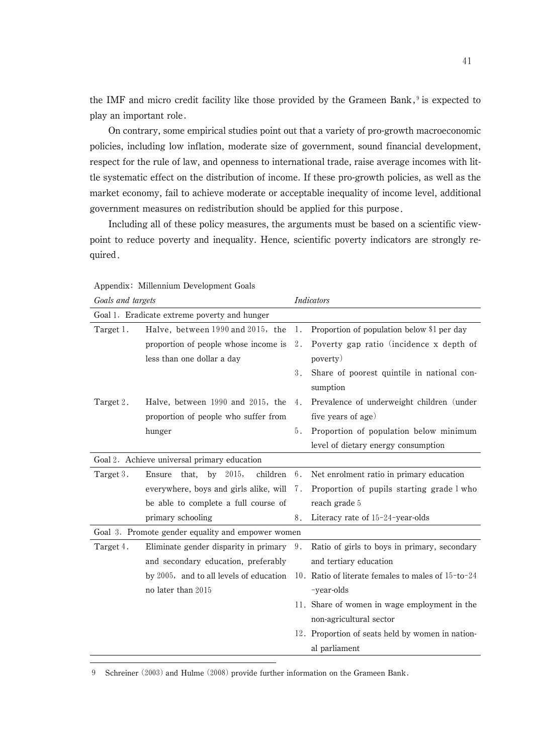the IMF and micro credit facility like those provided by the Grameen Bank,[9] is expected to play an important role.

On contrary, some empirical studies point out that a variety of pro-growth macroeconomic policies, including low inflation, moderate size of government, sound financial development, respect for the rule of law, and openness to international trade, raise average incomes with little systematic effect on the distribution of income. If these pro-growth policies, as well as the market economy, fail to achieve moderate or acceptable inequality of income level, additional government measures on redistribution should be applied for this purpose.

Including all of these policy measures, the arguments must be based on a scientific viewpoint to reduce poverty and inequality. Hence, scientific poverty indicators are strongly required.

Appendix: Millennium Development Goals

| *Goals and targets* | | *Indicators* |
|---|---|---|
| **Goal 1. Eradicate extreme poverty and hunger** | | |
| Target 1. | Halve, between 1990 and 2015, the proportion of people whose income is less than one dollar a day | 1. Proportion of population below $1 per day<br>2. Poverty gap ratio (incidence x depth of poverty)<br>3. Share of poorest quintile in national consumption |
| Target 2. | Halve, between 1990 and 2015, the proportion of people who suffer from hunger | 4. Prevalence of underweight children (under five years of age)<br>5. Proportion of population below minimum level of dietary energy consumption |
| **Goal 2. Achieve universal primary education** | | |
| Target 3. | Ensure that, by 2015, children everywhere, boys and girls alike, will be able to complete a full course of primary schooling | 6. Net enrolment ratio in primary education<br>7. Proportion of pupils starting grade 1 who reach grade 5<br>8. Literacy rate of 15-24-year-olds |
| **Goal 3. Promote gender equality and empower women** | | |
| Target 4. | Eliminate gender disparity in primary and secondary education, preferably by 2005, and to all levels of education no later than 2015 | 9. Ratio of girls to boys in primary, secondary and tertiary education<br>10. Ratio of literate females to males of 15-to-24-year-olds<br>11. Share of women in wage employment in the non-agricultural sector<br>12. Proportion of seats held by women in national parliament |

---

9 Schreiner (2003) and Hulme (2008) provide further information on the Grameen Bank.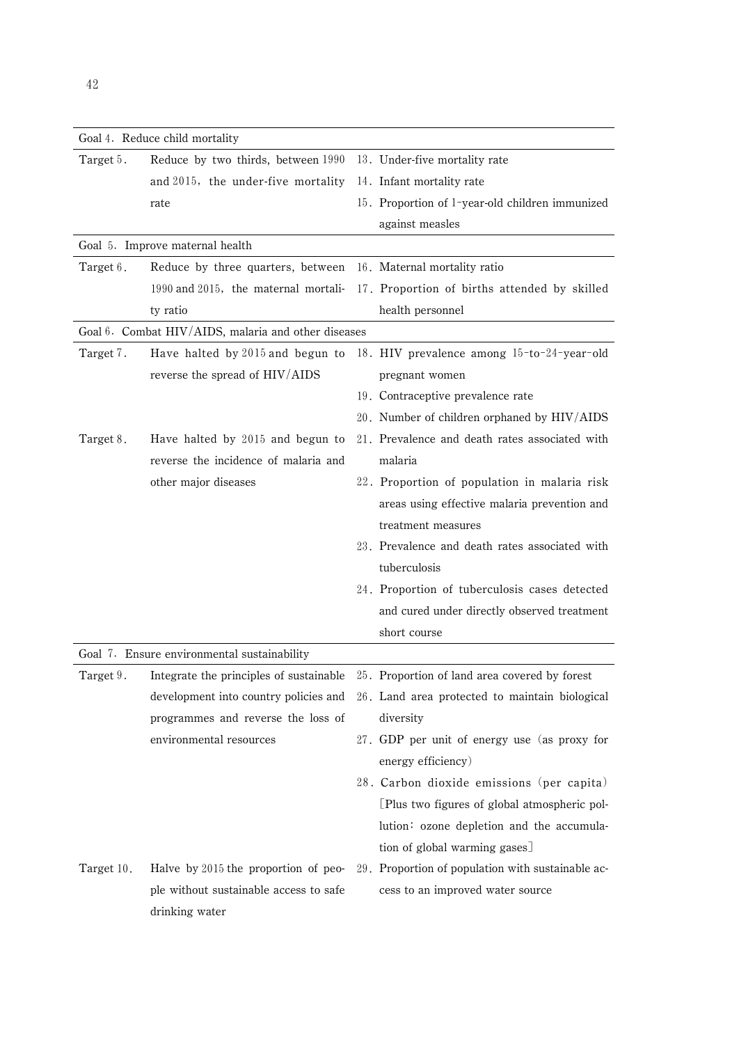| Goal 4. Reduce child mortality | | |
|---|---|---|
| Target 5. | Reduce by two thirds, between 1990 and 2015, the under-five mortality rate | 13. Under-five mortality rate<br>14. Infant mortality rate<br>15. Proportion of 1-year-old children immunized against measles |
| **Goal 5. Improve maternal health** | | |
| Target 6. | Reduce by three quarters, between 1990 and 2015, the maternal mortality ratio | 16. Maternal mortality ratio<br>17. Proportion of births attended by skilled health personnel |
| **Goal 6. Combat HIV/AIDS, malaria and other diseases** | | |
| Target 7. | Have halted by 2015 and begun to reverse the spread of HIV/AIDS | 18. HIV prevalence among 15-to-24-year-old pregnant women<br>19. Contraceptive prevalence rate<br>20. Number of children orphaned by HIV/AIDS |
| Target 8. | Have halted by 2015 and begun to reverse the incidence of malaria and other major diseases | 21. Prevalence and death rates associated with malaria<br>22. Proportion of population in malaria risk areas using effective malaria prevention and treatment measures<br>23. Prevalence and death rates associated with tuberculosis<br>24. Proportion of tuberculosis cases detected and cured under directly observed treatment short course |
| **Goal 7. Ensure environmental sustainability** | | |
| Target 9. | Integrate the principles of sustainable development into country policies and programmes and reverse the loss of environmental resources | 25. Proportion of land area covered by forest<br>26. Land area protected to maintain biological diversity<br>27. GDP per unit of energy use (as proxy for energy efficiency)<br>28. Carbon dioxide emissions (per capita) [Plus two figures of global atmospheric pollution: ozone depletion and the accumulation of global warming gases] |
| Target 10. | Halve by 2015 the proportion of people without sustainable access to safe drinking water | 29. Proportion of population with sustainable access to an improved water source |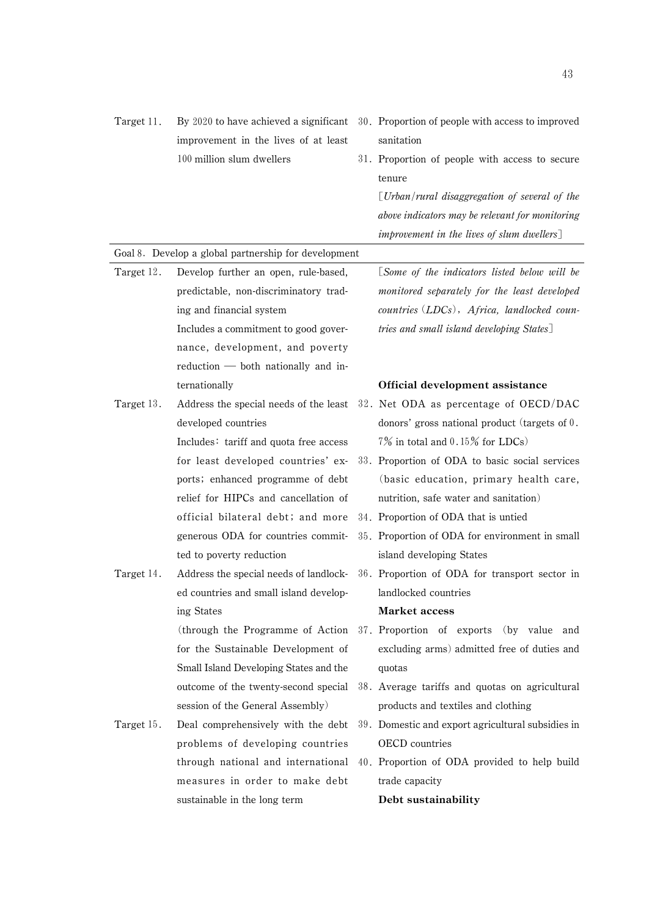| | | |
|---|---|---|
| Target 11. | By 2020 to have achieved a significant improvement in the lives of at least 100 million slum dwellers | 30. Proportion of people with access to improved sanitation<br>31. Proportion of people with access to secure tenure<br>[*Urban/rural disaggregation of several of the above indicators may be relevant for monitoring improvement in the lives of slum dwellers*] |
| **Goal 8. Develop a global partnership for development** | | |
| Target 12. | Develop further an open, rule-based, predictable, non-discriminatory trading and financial system<br>Includes a commitment to good governance, development, and poverty reduction — both nationally and internationally | [*Some of the indicators listed below will be monitored separately for the least developed countries (LDCs), Africa, landlocked countries and small island developing States*]<br>**Official development assistance** |
| Target 13. | Address the special needs of the least developed countries<br>Includes: tariff and quota free access for least developed countries' exports; enhanced programme of debt relief for HIPCs and cancellation of official bilateral debt; and more generous ODA for countries committed to poverty reduction | 32. Net ODA as percentage of OECD/DAC donors' gross national product (targets of 0.7% in total and 0.15% for LDCs)<br>33. Proportion of ODA to basic social services (basic education, primary health care, nutrition, safe water and sanitation)<br>34. Proportion of ODA that is untied<br>35. Proportion of ODA for environment in small island developing States |
| Target 14. | Address the special needs of landlocked countries and small island developing States<br>(through the Programme of Action for the Sustainable Development of Small Island Developing States and the outcome of the twenty-second special session of the General Assembly) | 36. Proportion of ODA for transport sector in landlocked countries<br>**Market access**<br>37. Proportion of exports (by value and excluding arms) admitted free of duties and quotas<br>38. Average tariffs and quotas on agricultural products and textiles and clothing |
| Target 15. | Deal comprehensively with the debt problems of developing countries through national and international measures in order to make debt sustainable in the long term | 39. Domestic and export agricultural subsidies in OECD countries<br>40. Proportion of ODA provided to help build trade capacity<br>**Debt sustainability** |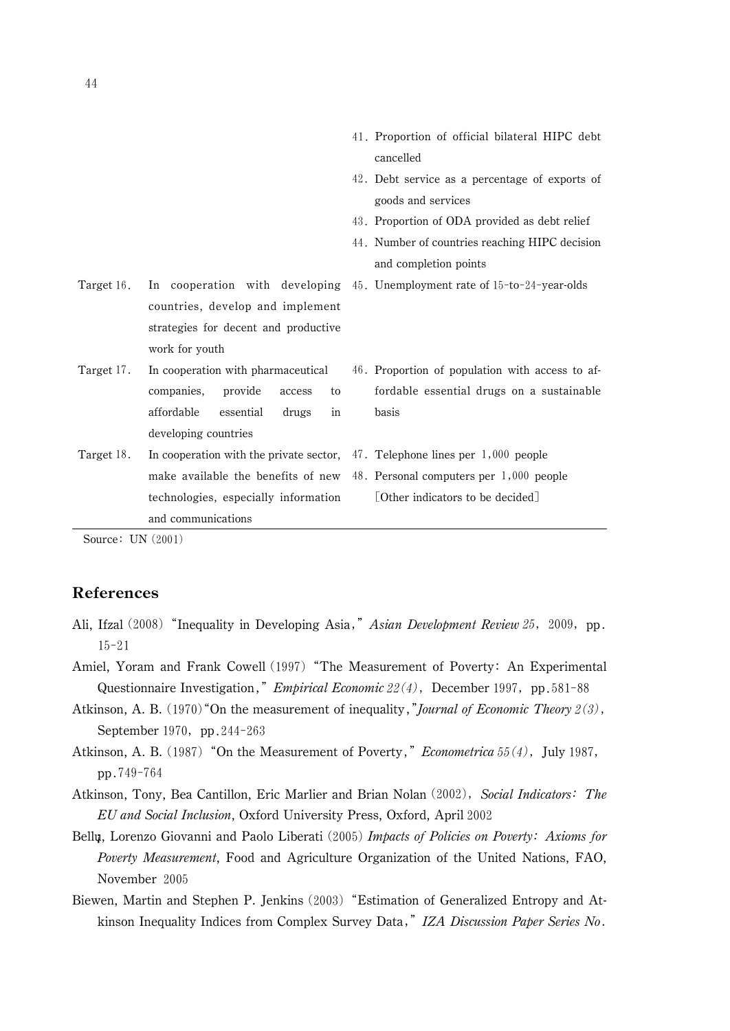| | | |
|---|---|---|
| | | 41. Proportion of official bilateral HIPC debt cancelled |
| | | 42. Debt service as a percentage of exports of goods and services |
| | | 43. Proportion of ODA provided as debt relief |
| | | 44. Number of countries reaching HIPC decision and completion points |
| Target 16. | In cooperation with developing countries, develop and implement strategies for decent and productive work for youth | 45. Unemployment rate of 15-to-24-year-olds |
| Target 17. | In cooperation with pharmaceutical companies, provide access to affordable essential drugs in developing countries | 46. Proportion of population with access to affordable essential drugs on a sustainable basis |
| Target 18. | In cooperation with the private sector, make available the benefits of new technologies, especially information and communications | 47. Telephone lines per 1,000 people<br>48. Personal computers per 1,000 people<br>[Other indicators to be decided] |

Source: UN (2001)

## References

Ali, Ifzal (2008) "Inequality in Developing Asia," *Asian Development Review 25*, 2009, pp. 15-21

Amiel, Yoram and Frank Cowell (1997) "The Measurement of Poverty: An Experimental Questionnaire Investigation," *Empirical Economic 22(4)*, December 1997, pp.581-88

Atkinson, A. B. (1970) "On the measurement of inequality," *Journal of Economic Theory 2(3)*, September 1970, pp.244-263

Atkinson, A. B. (1987) "On the Measurement of Poverty," *Econometrica 55(4)*, July 1987, pp.749-764

Atkinson, Tony, Bea Cantillon, Eric Marlier and Brian Nolan (2002), *Social Indicators: The EU and Social Inclusion*, Oxford University Press, Oxford, April 2002

Bellu, Lorenzo Giovanni and Paolo Liberati (2005) *Impacts of Policies on Poverty: Axioms for Poverty Measurement*, Food and Agriculture Organization of the United Nations, FAO, November 2005

Biewen, Martin and Stephen P. Jenkins (2003) "Estimation of Generalized Entropy and Atkinson Inequality Indices from Complex Survey Data," *IZA Discussion Paper Series No.*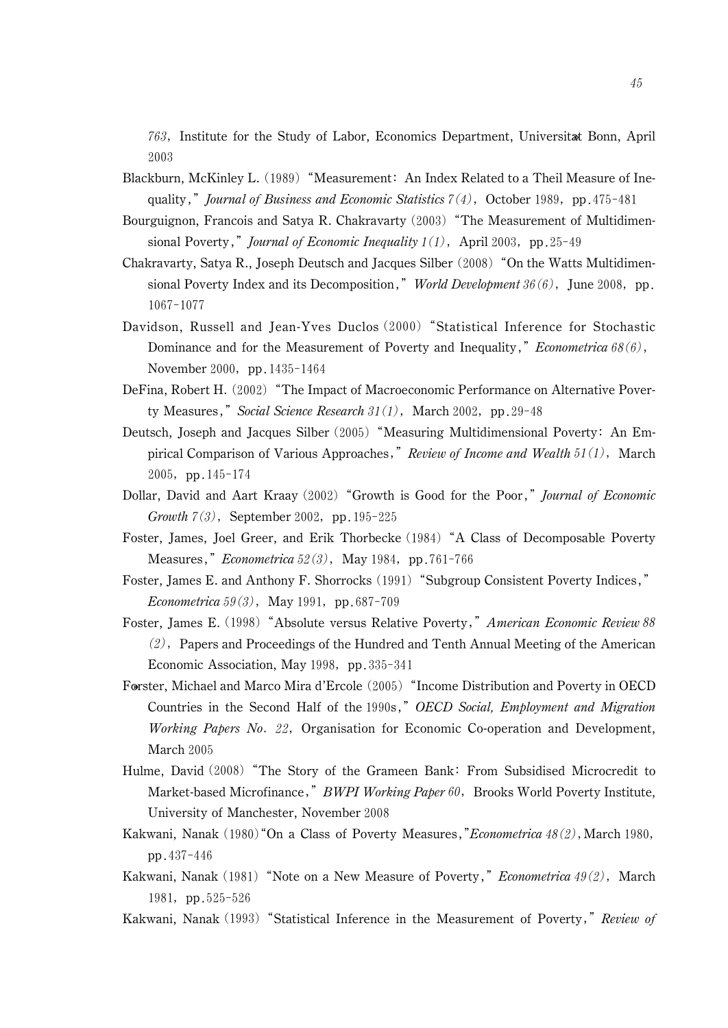*763*, Institute for the Study of Labor, Economics Department, Universität Bonn, April 2003

Blackburn, McKinley L. (1989) "Measurement: An Index Related to a Theil Measure of Inequality," *Journal of Business and Economic Statistics 7(4)*, October 1989, pp.475-481

Bourguignon, Francois and Satya R. Chakravarty (2003) "The Measurement of Multidimensional Poverty," *Journal of Economic Inequality 1(1)*, April 2003, pp.25-49

Chakravarty, Satya R., Joseph Deutsch and Jacques Silber (2008) "On the Watts Multidimensional Poverty Index and its Decomposition," *World Development 36(6)*, June 2008, pp. 1067-1077

Davidson, Russell and Jean-Yves Duclos (2000) "Statistical Inference for Stochastic Dominance and for the Measurement of Poverty and Inequality," *Econometrica 68(6)*, November 2000, pp.1435-1464

DeFina, Robert H. (2002) "The Impact of Macroeconomic Performance on Alternative Poverty Measures," *Social Science Research 31(1)*, March 2002, pp.29-48

Deutsch, Joseph and Jacques Silber (2005) "Measuring Multidimensional Poverty: An Empirical Comparison of Various Approaches," *Review of Income and Wealth 51(1)*, March 2005, pp.145-174

Dollar, David and Aart Kraay (2002) "Growth is Good for the Poor," *Journal of Economic Growth 7(3)*, September 2002, pp.195-225

Foster, James, Joel Greer, and Erik Thorbecke (1984) "A Class of Decomposable Poverty Measures," *Econometrica 52(3)*, May 1984, pp.761-766

Foster, James E. and Anthony F. Shorrocks (1991) "Subgroup Consistent Poverty Indices," *Econometrica 59(3)*, May 1991, pp.687-709

Foster, James E. (1998) "Absolute versus Relative Poverty," *American Economic Review 88 (2)*, Papers and Proceedings of the Hundred and Tenth Annual Meeting of the American Economic Association, May 1998, pp.335-341

Förster, Michael and Marco Mira d'Ercole (2005) "Income Distribution and Poverty in OECD Countries in the Second Half of the 1990s," *OECD Social, Employment and Migration Working Papers No. 22*, Organisation for Economic Co-operation and Development, March 2005

Hulme, David (2008) "The Story of the Grameen Bank: From Subsidised Microcredit to Market-based Microfinance," *BWPI Working Paper 60*, Brooks World Poverty Institute, University of Manchester, November 2008

Kakwani, Nanak (1980) "On a Class of Poverty Measures," *Econometrica 48(2)*, March 1980, pp.437-446

Kakwani, Nanak (1981) "Note on a New Measure of Poverty," *Econometrica 49(2)*, March 1981, pp.525-526

Kakwani, Nanak (1993) "Statistical Inference in the Measurement of Poverty," *Review of*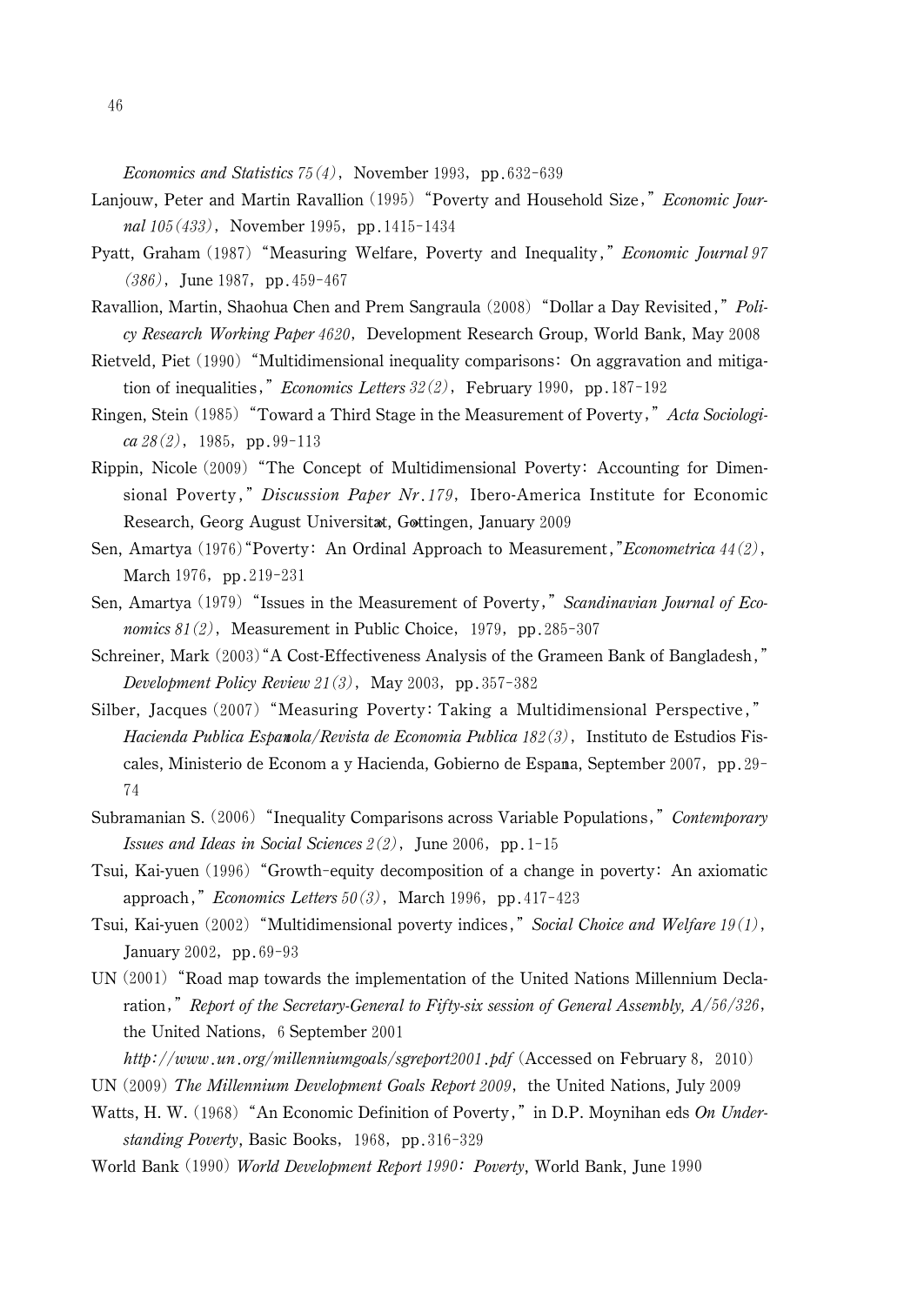*Economics and Statistics 75(4)*, November 1993, pp.632-639

Lanjouw, Peter and Martin Ravallion (1995) "Poverty and Household Size," *Economic Journal 105(433)*, November 1995, pp.1415-1434

Pyatt, Graham (1987) "Measuring Welfare, Poverty and Inequality," *Economic Journal 97 (386)*, June 1987, pp.459-467

Ravallion, Martin, Shaohua Chen and Prem Sangraula (2008) "Dollar a Day Revisited," *Policy Research Working Paper 4620*, Development Research Group, World Bank, May 2008

Rietveld, Piet (1990) "Multidimensional inequality comparisons: On aggravation and mitigation of inequalities," *Economics Letters 32(2)*, February 1990, pp.187-192

Ringen, Stein (1985) "Toward a Third Stage in the Measurement of Poverty," *Acta Sociologica 28(2)*, 1985, pp.99-113

Rippin, Nicole (2009) "The Concept of Multidimensional Poverty: Accounting for Dimensional Poverty," *Discussion Paper Nr.179*, Ibero-America Institute for Economic Research, Georg August Universität, Göttingen, January 2009

Sen, Amartya (1976) "Poverty: An Ordinal Approach to Measurement," *Econometrica 44(2)*, March 1976, pp.219-231

Sen, Amartya (1979) "Issues in the Measurement of Poverty," *Scandinavian Journal of Economics 81(2)*, Measurement in Public Choice, 1979, pp.285-307

Schreiner, Mark (2003) "A Cost-Effectiveness Analysis of the Grameen Bank of Bangladesh," *Development Policy Review 21(3)*, May 2003, pp.357-382

Silber, Jacques (2007) "Measuring Poverty: Taking a Multidimensional Perspective," *Hacienda Publica Española/Revista de Economia Publica 182(3)*, Instituto de Estudios Fiscales, Ministerio de Econom a y Hacienda, Gobierno de España, September 2007, pp.29-74

Subramanian S. (2006) "Inequality Comparisons across Variable Populations," *Contemporary Issues and Ideas in Social Sciences 2(2)*, June 2006, pp.1-15

Tsui, Kai-yuen (1996) "Growth-equity decomposition of a change in poverty: An axiomatic approach," *Economics Letters 50(3)*, March 1996, pp.417-423

Tsui, Kai-yuen (2002) "Multidimensional poverty indices," *Social Choice and Welfare 19(1)*, January 2002, pp.69-93

UN (2001) "Road map towards the implementation of the United Nations Millennium Declaration," *Report of the Secretary-General to Fifty-six session of General Assembly, A/56/326*, the United Nations, 6 September 2001

*http://www.un.org/millenniumgoals/sgreport2001.pdf* (Accessed on February 8, 2010)

UN (2009) *The Millennium Development Goals Report 2009*, the United Nations, July 2009

Watts, H. W. (1968) "An Economic Definition of Poverty," in D.P. Moynihan eds *On Understanding Poverty*, Basic Books, 1968, pp.316-329

World Bank (1990) *World Development Report 1990: Poverty*, World Bank, June 1990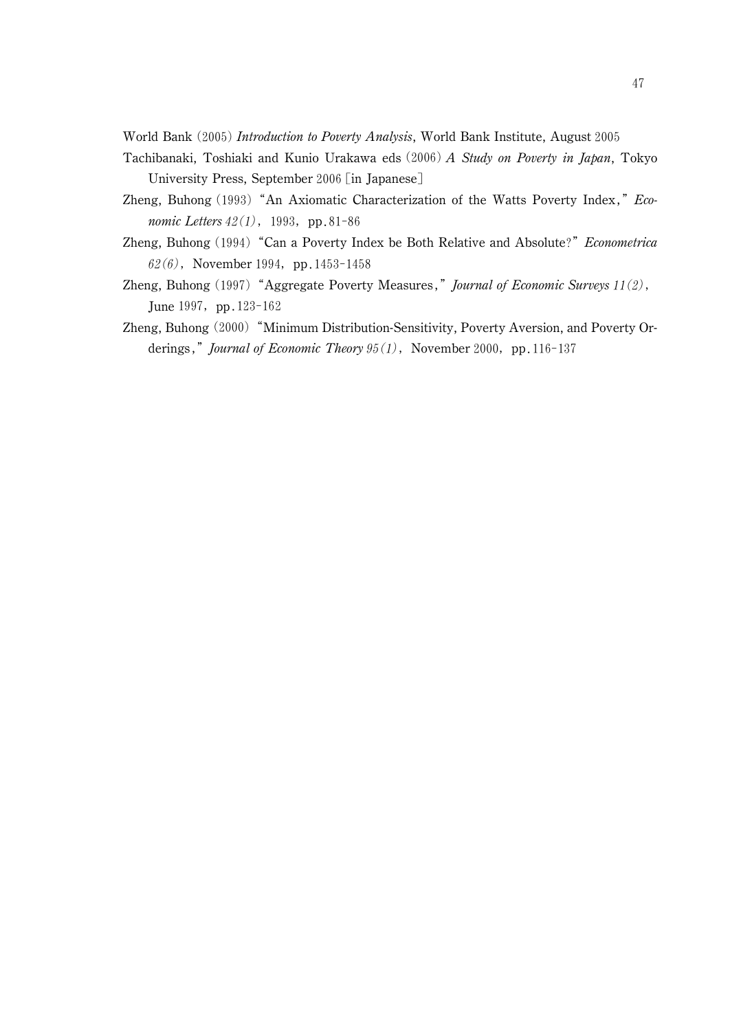World Bank (2005) *Introduction to Poverty Analysis*, World Bank Institute, August 2005

Tachibanaki, Toshiaki and Kunio Urakawa eds (2006) *A Study on Poverty in Japan*, Tokyo University Press, September 2006 [in Japanese]

Zheng, Buhong (1993) "An Axiomatic Characterization of the Watts Poverty Index," *Economic Letters 42(1)*, 1993, pp.81-86

Zheng, Buhong (1994) "Can a Poverty Index be Both Relative and Absolute?" *Econometrica 62(6)*, November 1994, pp.1453-1458

Zheng, Buhong (1997) "Aggregate Poverty Measures," *Journal of Economic Surveys 11(2)*, June 1997, pp.123-162

Zheng, Buhong (2000) "Minimum Distribution-Sensitivity, Poverty Aversion, and Poverty Orderings," *Journal of Economic Theory 95(1)*, November 2000, pp.116-137